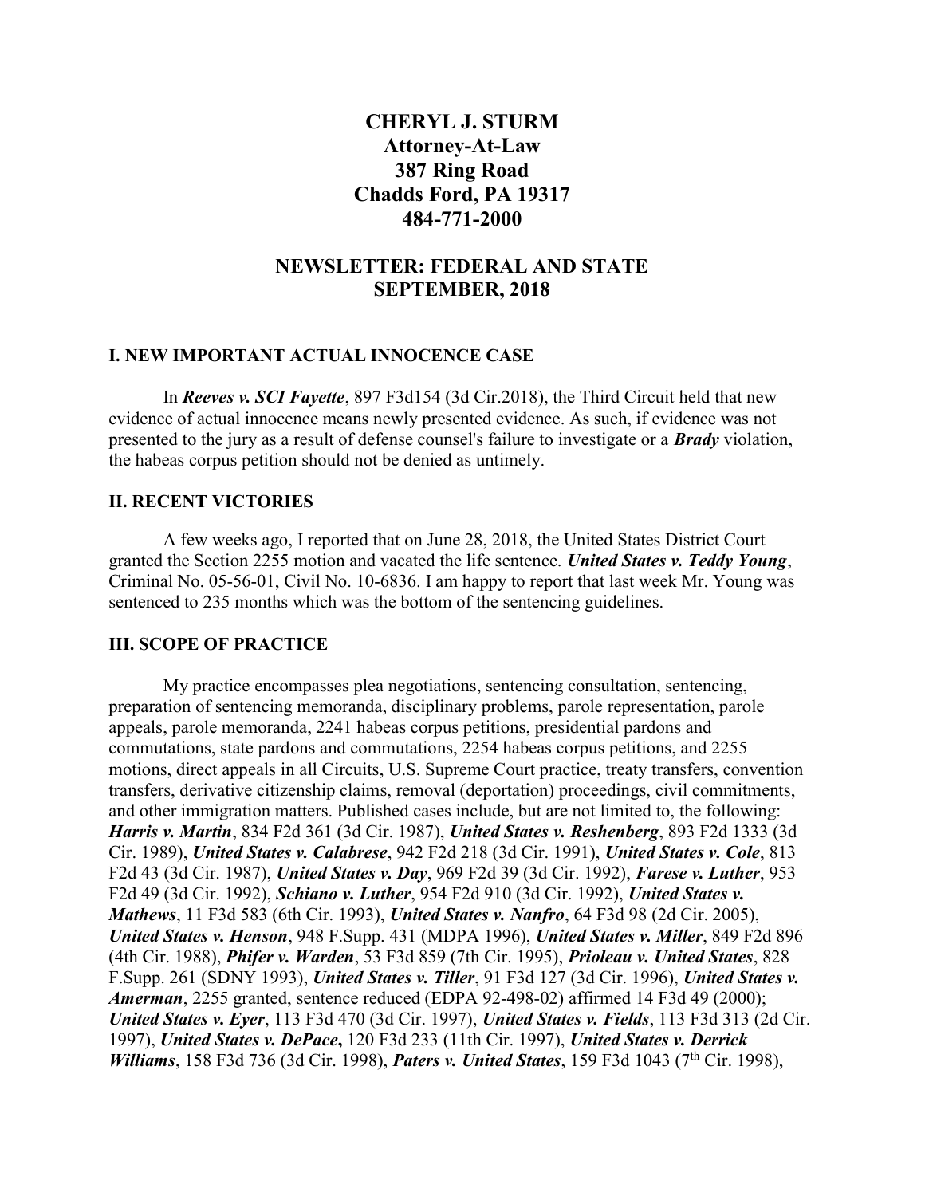# CHERYL J. STURM
## Attorney-At-Law
## 387 Ring Road
## Chadds Ford, PA 19317
## 484-771-2000

## NEWSLETTER: FEDERAL AND STATE
## SEPTEMBER, 2018

### I. NEW IMPORTANT ACTUAL INNOCENCE CASE

In ***Reeves v. SCI Fayette***, 897 F3d154 (3d Cir.2018), the Third Circuit held that new evidence of actual innocence means newly presented evidence. As such, if evidence was not presented to the jury as a result of defense counsel's failure to investigate or a ***Brady*** violation, the habeas corpus petition should not be denied as untimely.

### II. RECENT VICTORIES

A few weeks ago, I reported that on June 28, 2018, the United States District Court granted the Section 2255 motion and vacated the life sentence. ***United States v. Teddy Young***, Criminal No. 05-56-01, Civil No. 10-6836. I am happy to report that last week Mr. Young was sentenced to 235 months which was the bottom of the sentencing guidelines.

### III. SCOPE OF PRACTICE

My practice encompasses plea negotiations, sentencing consultation, sentencing, preparation of sentencing memoranda, disciplinary problems, parole representation, parole appeals, parole memoranda, 2241 habeas corpus petitions, presidential pardons and commutations, state pardons and commutations, 2254 habeas corpus petitions, and 2255 motions, direct appeals in all Circuits, U.S. Supreme Court practice, treaty transfers, convention transfers, derivative citizenship claims, removal (deportation) proceedings, civil commitments, and other immigration matters. Published cases include, but are not limited to, the following: ***Harris v. Martin***, 834 F2d 361 (3d Cir. 1987), ***United States v. Reshenberg***, 893 F2d 1333 (3d Cir. 1989), ***United States v. Calabrese***, 942 F2d 218 (3d Cir. 1991), ***United States v. Cole***, 813 F2d 43 (3d Cir. 1987), ***United States v. Day***, 969 F2d 39 (3d Cir. 1992), ***Farese v. Luther***, 953 F2d 49 (3d Cir. 1992), ***Schiano v. Luther***, 954 F2d 910 (3d Cir. 1992), ***United States v. Mathews***, 11 F3d 583 (6th Cir. 1993), ***United States v. Nanfro***, 64 F3d 98 (2d Cir. 2005), ***United States v. Henson***, 948 F.Supp. 431 (MDPA 1996), ***United States v. Miller***, 849 F2d 896 (4th Cir. 1988), ***Phifer v. Warden***, 53 F3d 859 (7th Cir. 1995), ***Prioleau v. United States***, 828 F.Supp. 261 (SDNY 1993), ***United States v. Tiller***, 91 F3d 127 (3d Cir. 1996), ***United States v. Amerman***, 2255 granted, sentence reduced (EDPA 92-498-02) affirmed 14 F3d 49 (2000); ***United States v. Eyer***, 113 F3d 470 (3d Cir. 1997), ***United States v. Fields***, 113 F3d 313 (2d Cir. 1997), ***United States v. DePace***, 120 F3d 233 (11th Cir. 1997), ***United States v. Derrick Williams***, 158 F3d 736 (3d Cir. 1998), ***Paters v. United States***, 159 F3d 1043 (7th Cir. 1998),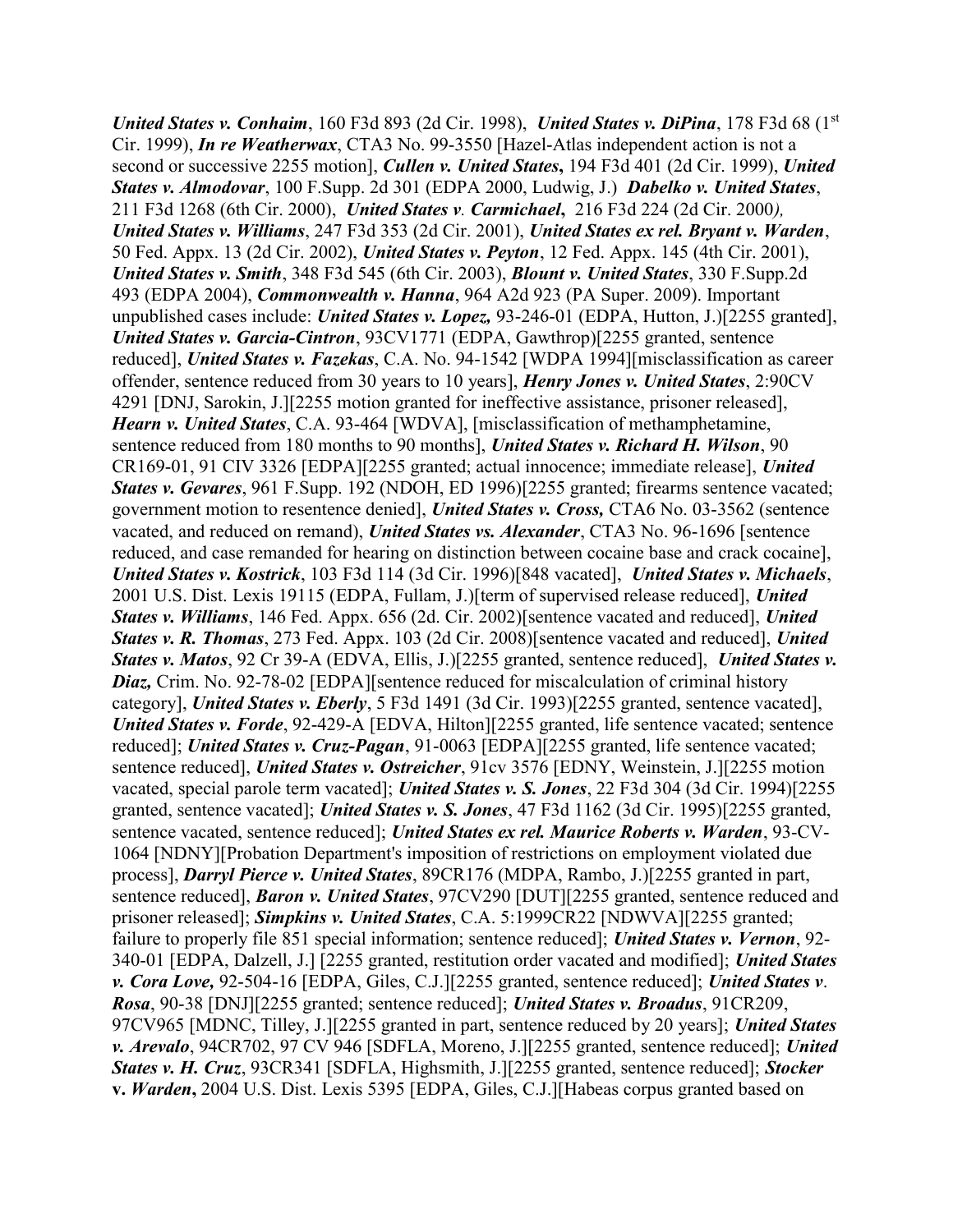***United States v. Conhaim***, 160 F3d 893 (2d Cir. 1998), ***United States v. DiPina***, 178 F3d 68 (1st Cir. 1999), ***In re Weatherwax***, CTA3 No. 99-3550 [Hazel-Atlas independent action is not a second or successive 2255 motion], ***Cullen v. United States*****,** 194 F3d 401 (2d Cir. 1999), ***United States v. Almodovar***, 100 F.Supp. 2d 301 (EDPA 2000, Ludwig, J.) ***Dabelko v. United States***, 211 F3d 1268 (6th Cir. 2000), ***United States v. Carmichael*****,** 216 F3d 224 (2d Cir. 2000*),* ***United States v. Williams***, 247 F3d 353 (2d Cir. 2001), ***United States ex rel. Bryant v. Warden***, 50 Fed. Appx. 13 (2d Cir. 2002), ***United States v. Peyton***, 12 Fed. Appx. 145 (4th Cir. 2001), ***United States v. Smith***, 348 F3d 545 (6th Cir. 2003), ***Blount v. United States***, 330 F.Supp.2d 493 (EDPA 2004), ***Commonwealth v. Hanna***, 964 A2d 923 (PA Super. 2009). Important unpublished cases include: ***United States v. Lopez,*** 93-246-01 (EDPA, Hutton, J.)[2255 granted], ***United States v. Garcia-Cintron***, 93CV1771 (EDPA, Gawthrop)[2255 granted, sentence reduced], ***United States v. Fazekas***, C.A. No. 94-1542 [WDPA 1994][misclassification as career offender, sentence reduced from 30 years to 10 years], ***Henry Jones v. United States***, 2:90CV 4291 [DNJ, Sarokin, J.][2255 motion granted for ineffective assistance, prisoner released], ***Hearn v. United States***, C.A. 93-464 [WDVA], [misclassification of methamphetamine, sentence reduced from 180 months to 90 months], ***United States v. Richard H. Wilson***, 90 CR169-01, 91 CIV 3326 [EDPA][2255 granted; actual innocence; immediate release], ***United States v. Gevares***, 961 F.Supp. 192 (NDOH, ED 1996)[2255 granted; firearms sentence vacated; government motion to resentence denied], ***United States v. Cross,*** CTA6 No. 03-3562 (sentence vacated, and reduced on remand), ***United States vs. Alexander***, CTA3 No. 96-1696 [sentence reduced, and case remanded for hearing on distinction between cocaine base and crack cocaine], ***United States v. Kostrick***, 103 F3d 114 (3d Cir. 1996)[848 vacated], ***United States v. Michaels***, 2001 U.S. Dist. Lexis 19115 (EDPA, Fullam, J.)[term of supervised release reduced], ***United States v. Williams***, 146 Fed. Appx. 656 (2d. Cir. 2002)[sentence vacated and reduced], ***United States v. R. Thomas***, 273 Fed. Appx. 103 (2d Cir. 2008)[sentence vacated and reduced], ***United States v. Matos***, 92 Cr 39-A (EDVA, Ellis, J.)[2255 granted, sentence reduced], ***United States v. Diaz,*** Crim. No. 92-78-02 [EDPA][sentence reduced for miscalculation of criminal history category], ***United States v. Eberly***, 5 F3d 1491 (3d Cir. 1993)[2255 granted, sentence vacated], ***United States v. Forde***, 92-429-A [EDVA, Hilton][2255 granted, life sentence vacated; sentence reduced]; ***United States v. Cruz-Pagan***, 91-0063 [EDPA][2255 granted, life sentence vacated; sentence reduced], ***United States v. Ostreicher***, 91cv 3576 [EDNY, Weinstein, J.][2255 motion vacated, special parole term vacated]; ***United States v. S. Jones***, 22 F3d 304 (3d Cir. 1994)[2255 granted, sentence vacated]; ***United States v. S. Jones***, 47 F3d 1162 (3d Cir. 1995)[2255 granted, sentence vacated, sentence reduced]; ***United States ex rel. Maurice Roberts v. Warden***, 93-CV-1064 [NDNY][Probation Department's imposition of restrictions on employment violated due process], ***Darryl Pierce v. United States***, 89CR176 (MDPA, Rambo, J.)[2255 granted in part, sentence reduced], ***Baron v. United States***, 97CV290 [DUT][2255 granted, sentence reduced and prisoner released]; ***Simpkins v. United States***, C.A. 5:1999CR22 [NDWVA][2255 granted; failure to properly file 851 special information; sentence reduced]; ***United States v. Vernon***, 92-340-01 [EDPA, Dalzell, J.] [2255 granted, restitution order vacated and modified]; ***United States v. Cora Love,*** 92-504-16 [EDPA, Giles, C.J.][2255 granted, sentence reduced]; ***United States v. Rosa***, 90-38 [DNJ][2255 granted; sentence reduced]; ***United States v. Broadus***, 91CR209, 97CV965 [MDNC, Tilley, J.][2255 granted in part, sentence reduced by 20 years]; ***United States v. Arevalo***, 94CR702, 97 CV 946 [SDFLA, Moreno, J.][2255 granted, sentence reduced]; ***United States v. H. Cruz***, 93CR341 [SDFLA, Highsmith, J.][2255 granted, sentence reduced]; ***Stocker*** **v.** ***Warden*****,** 2004 U.S. Dist. Lexis 5395 [EDPA, Giles, C.J.][Habeas corpus granted based on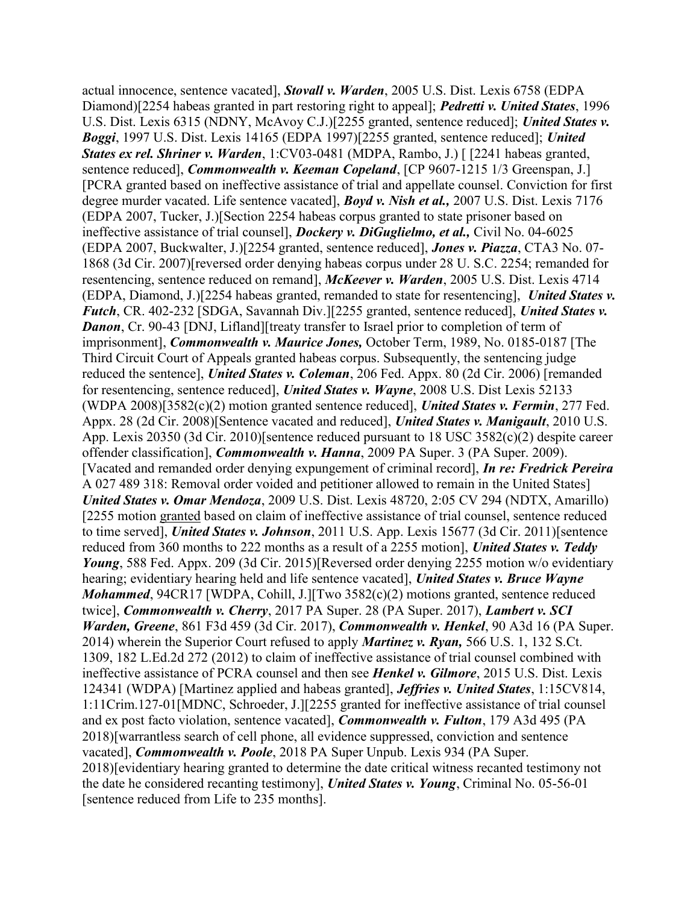actual innocence, sentence vacated], ***Stovall v. Warden***, 2005 U.S. Dist. Lexis 6758 (EDPA Diamond)[2254 habeas granted in part restoring right to appeal]; ***Pedretti v. United States***, 1996 U.S. Dist. Lexis 6315 (NDNY, McAvoy C.J.)[2255 granted, sentence reduced]; ***United States v. Boggi***, 1997 U.S. Dist. Lexis 14165 (EDPA 1997)[2255 granted, sentence reduced]; ***United States ex rel. Shriner v. Warden***, 1:CV03-0481 (MDPA, Rambo, J.) [ [2241 habeas granted, sentence reduced], ***Commonwealth v. Keeman Copeland***, [CP 9607-1215 1/3 Greenspan, J.] [PCRA granted based on ineffective assistance of trial and appellate counsel. Conviction for first degree murder vacated. Life sentence vacated], ***Boyd v. Nish et al.,*** 2007 U.S. Dist. Lexis 7176 (EDPA 2007, Tucker, J.)[Section 2254 habeas corpus granted to state prisoner based on ineffective assistance of trial counsel], ***Dockery v. DiGuglielmo, et al.,*** Civil No. 04-6025 (EDPA 2007, Buckwalter, J.)[2254 granted, sentence reduced], ***Jones v. Piazza***, CTA3 No. 07-1868 (3d Cir. 2007)[reversed order denying habeas corpus under 28 U. S.C. 2254; remanded for resentencing, sentence reduced on remand], ***McKeever v. Warden***, 2005 U.S. Dist. Lexis 4714 (EDPA, Diamond, J.)[2254 habeas granted, remanded to state for resentencing], ***United States v. Futch***, CR. 402-232 [SDGA, Savannah Div.][2255 granted, sentence reduced], ***United States v. Danon***, Cr. 90-43 [DNJ, Lifland][treaty transfer to Israel prior to completion of term of imprisonment], ***Commonwealth v. Maurice Jones,*** October Term, 1989, No. 0185-0187 [The Third Circuit Court of Appeals granted habeas corpus. Subsequently, the sentencing judge reduced the sentence], ***United States v. Coleman***, 206 Fed. Appx. 80 (2d Cir. 2006) [remanded for resentencing, sentence reduced], ***United States v. Wayne***, 2008 U.S. Dist Lexis 52133 (WDPA 2008)[3582(c)(2) motion granted sentence reduced], ***United States v. Fermin***, 277 Fed. Appx. 28 (2d Cir. 2008)[Sentence vacated and reduced], ***United States v. Manigault***, 2010 U.S. App. Lexis 20350 (3d Cir. 2010)[sentence reduced pursuant to 18 USC 3582(c)(2) despite career offender classification], ***Commonwealth v. Hanna***, 2009 PA Super. 3 (PA Super. 2009). [Vacated and remanded order denying expungement of criminal record], ***In re: Fredrick Pereira*** A 027 489 318: Removal order voided and petitioner allowed to remain in the United States] ***United States v. Omar Mendoza***, 2009 U.S. Dist. Lexis 48720, 2:05 CV 294 (NDTX, Amarillo) [2255 motion <u>granted</u> based on claim of ineffective assistance of trial counsel, sentence reduced to time served], ***United States v. Johnson***, 2011 U.S. App. Lexis 15677 (3d Cir. 2011)[sentence reduced from 360 months to 222 months as a result of a 2255 motion], ***United States v. Teddy Young***, 588 Fed. Appx. 209 (3d Cir. 2015)[Reversed order denying 2255 motion w/o evidentiary hearing; evidentiary hearing held and life sentence vacated], ***United States v. Bruce Wayne Mohammed***, 94CR17 [WDPA, Cohill, J.][Two 3582(c)(2) motions granted, sentence reduced twice], ***Commonwealth v. Cherry***, 2017 PA Super. 28 (PA Super. 2017), ***Lambert v. SCI Warden, Greene***, 861 F3d 459 (3d Cir. 2017), ***Commonwealth v. Henkel***, 90 A3d 16 (PA Super. 2014) wherein the Superior Court refused to apply ***Martinez v. Ryan,*** 566 U.S. 1, 132 S.Ct. 1309, 182 L.Ed.2d 272 (2012) to claim of ineffective assistance of trial counsel combined with ineffective assistance of PCRA counsel and then see ***Henkel v. Gilmore***, 2015 U.S. Dist. Lexis 124341 (WDPA) [Martinez applied and habeas granted], ***Jeffries v. United States***, 1:15CV814, 1:11Crim.127-01[MDNC, Schroeder, J.][2255 granted for ineffective assistance of trial counsel and ex post facto violation, sentence vacated], ***Commonwealth v. Fulton***, 179 A3d 495 (PA 2018)[warrantless search of cell phone, all evidence suppressed, conviction and sentence vacated], ***Commonwealth v. Poole***, 2018 PA Super Unpub. Lexis 934 (PA Super. 2018)[evidentiary hearing granted to determine the date critical witness recanted testimony not the date he considered recanting testimony], ***United States v. Young***, Criminal No. 05-56-01 [sentence reduced from Life to 235 months].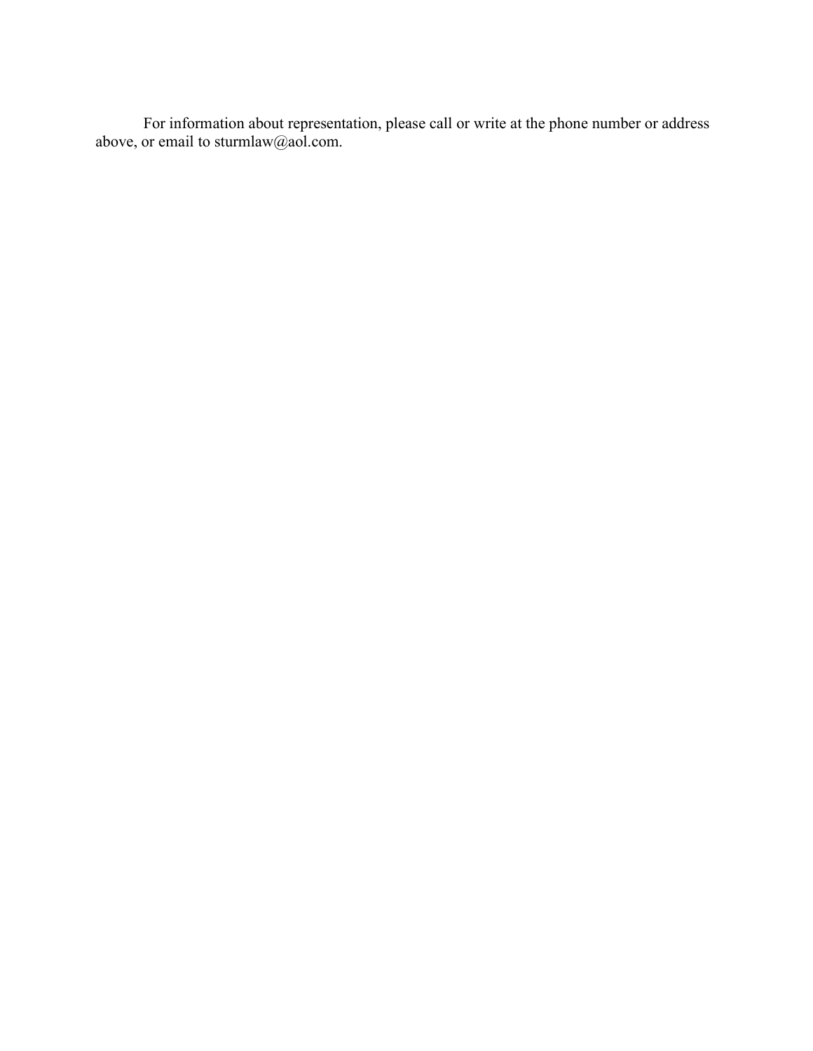For information about representation, please call or write at the phone number or address above, or email to sturmlaw@aol.com.